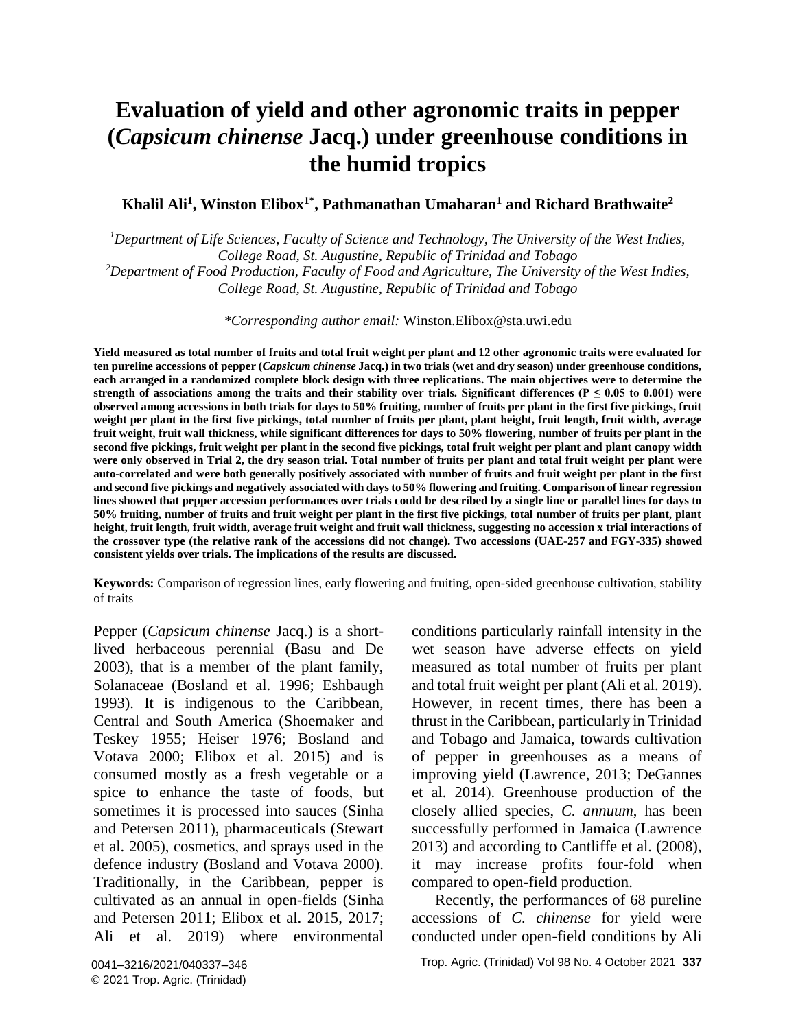# Evaluation of yield and other agronomic traits in pepper (*Capsicum chinense* Jacq.) under greenhouse conditions in the humid tropics

**Khalil Ali[1], Winston Elibox[1*], Pathmanathan Umaharan[1] and Richard Brathwaite[2]**

[1]*Department of Life Sciences, Faculty of Science and Technology, The University of the West Indies, College Road, St. Augustine, Republic of Trinidad and Tobago*
[2]*Department of Food Production, Faculty of Food and Agriculture, The University of the West Indies, College Road, St. Augustine, Republic of Trinidad and Tobago*

*\*Corresponding author email:* Winston.Elibox@sta.uwi.edu

**Yield measured as total number of fruits and total fruit weight per plant and 12 other agronomic traits were evaluated for ten pureline accessions of pepper (*Capsicum chinense* Jacq.) in two trials (wet and dry season) under greenhouse conditions, each arranged in a randomized complete block design with three replications. The main objectives were to determine the strength of associations among the traits and their stability over trials. Significant differences ($P \leq 0.05$ to 0.001) were observed among accessions in both trials for days to 50% fruiting, number of fruits per plant in the first five pickings, fruit weight per plant in the first five pickings, total number of fruits per plant, plant height, fruit length, fruit width, average fruit weight, fruit wall thickness, while significant differences for days to 50% flowering, number of fruits per plant in the second five pickings, fruit weight per plant in the second five pickings, total fruit weight per plant and plant canopy width were only observed in Trial 2, the dry season trial. Total number of fruits per plant and total fruit weight per plant were auto-correlated and were both generally positively associated with number of fruits and fruit weight per plant in the first and second five pickings and negatively associated with days to 50% flowering and fruiting. Comparison of linear regression lines showed that pepper accession performances over trials could be described by a single line or parallel lines for days to 50% fruiting, number of fruits and fruit weight per plant in the first five pickings, total number of fruits per plant, plant height, fruit length, fruit width, average fruit weight and fruit wall thickness, suggesting no accession x trial interactions of the crossover type (the relative rank of the accessions did not change). Two accessions (UAE-257 and FGY-335) showed consistent yields over trials. The implications of the results are discussed.**

**Keywords:** Comparison of regression lines, early flowering and fruiting, open-sided greenhouse cultivation, stability of traits

Pepper (*Capsicum chinense* Jacq.) is a short-lived herbaceous perennial (Basu and De 2003), that is a member of the plant family, Solanaceae (Bosland et al. 1996; Eshbaugh 1993). It is indigenous to the Caribbean, Central and South America (Shoemaker and Teskey 1955; Heiser 1976; Bosland and Votava 2000; Elibox et al. 2015) and is consumed mostly as a fresh vegetable or a spice to enhance the taste of foods, but sometimes it is processed into sauces (Sinha and Petersen 2011), pharmaceuticals (Stewart et al. 2005), cosmetics, and sprays used in the defence industry (Bosland and Votava 2000). Traditionally, in the Caribbean, pepper is cultivated as an annual in open-fields (Sinha and Petersen 2011; Elibox et al. 2015, 2017; Ali et al. 2019) where environmental conditions particularly rainfall intensity in the wet season have adverse effects on yield measured as total number of fruits per plant and total fruit weight per plant (Ali et al. 2019). However, in recent times, there has been a thrust in the Caribbean, particularly in Trinidad and Tobago and Jamaica, towards cultivation of pepper in greenhouses as a means of improving yield (Lawrence, 2013; DeGannes et al. 2014). Greenhouse production of the closely allied species, *C. annuum*, has been successfully performed in Jamaica (Lawrence 2013) and according to Cantliffe et al. (2008), it may increase profits four-fold when compared to open-field production.

Recently, the performances of 68 pureline accessions of *C. chinense* for yield were conducted under open-field conditions by Ali

0041–3216/2021/040337–346
© 2021 Trop. Agric. (Trinidad)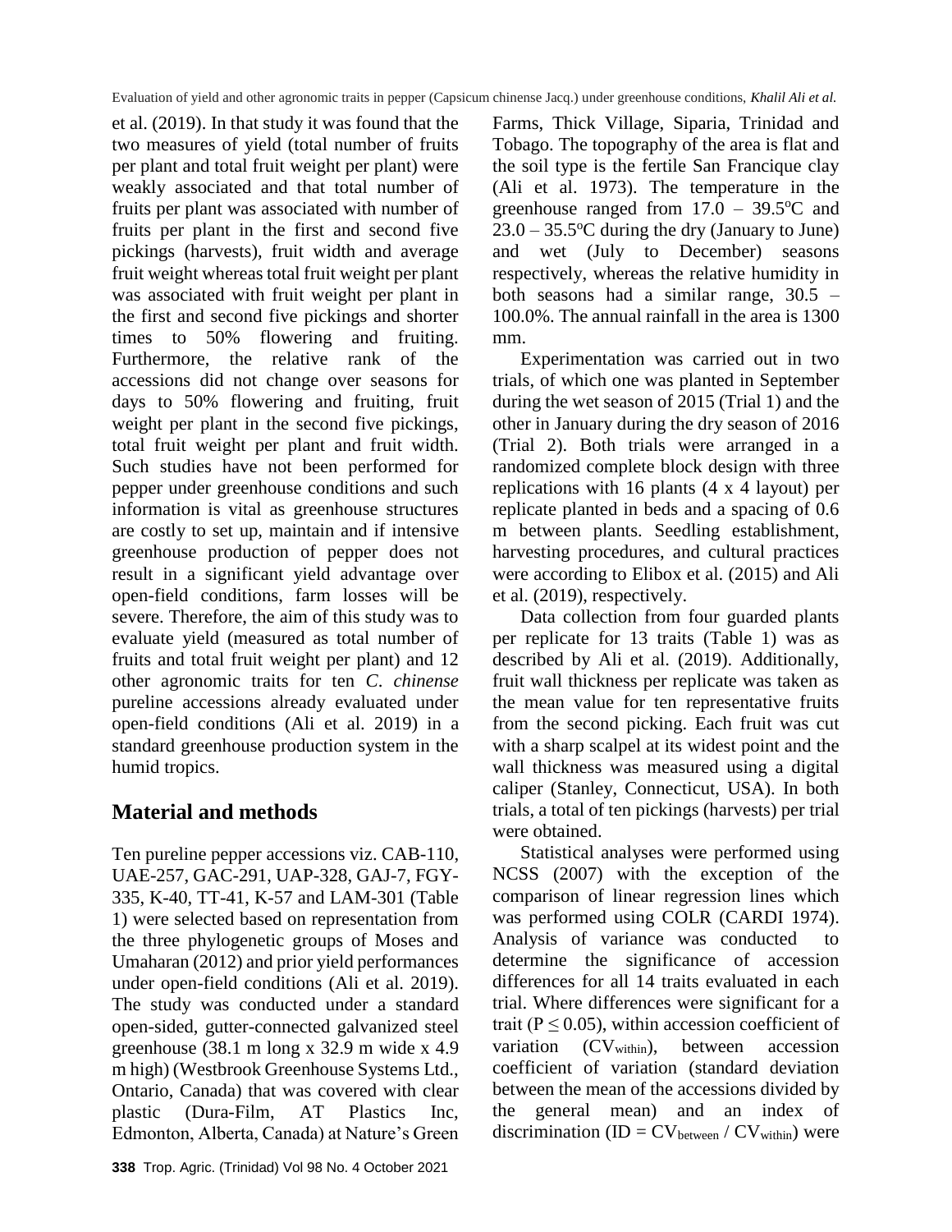et al. (2019). In that study it was found that the two measures of yield (total number of fruits per plant and total fruit weight per plant) were weakly associated and that total number of fruits per plant was associated with number of fruits per plant in the first and second five pickings (harvests), fruit width and average fruit weight whereas total fruit weight per plant was associated with fruit weight per plant in the first and second five pickings and shorter times to 50% flowering and fruiting. Furthermore, the relative rank of the accessions did not change over seasons for days to 50% flowering and fruiting, fruit weight per plant in the second five pickings, total fruit weight per plant and fruit width. Such studies have not been performed for pepper under greenhouse conditions and such information is vital as greenhouse structures are costly to set up, maintain and if intensive greenhouse production of pepper does not result in a significant yield advantage over open-field conditions, farm losses will be severe. Therefore, the aim of this study was to evaluate yield (measured as total number of fruits and total fruit weight per plant) and 12 other agronomic traits for ten *C. chinense* pureline accessions already evaluated under open-field conditions (Ali et al. 2019) in a standard greenhouse production system in the humid tropics.

## Material and methods

Ten pureline pepper accessions viz. CAB-110, UAE-257, GAC-291, UAP-328, GAJ-7, FGY-335, K-40, TT-41, K-57 and LAM-301 (Table 1) were selected based on representation from the three phylogenetic groups of Moses and Umaharan (2012) and prior yield performances under open-field conditions (Ali et al. 2019). The study was conducted under a standard open-sided, gutter-connected galvanized steel greenhouse (38.1 m long x 32.9 m wide x 4.9 m high) (Westbrook Greenhouse Systems Ltd., Ontario, Canada) that was covered with clear plastic (Dura-Film, AT Plastics Inc, Edmonton, Alberta, Canada) at Nature's Green Farms, Thick Village, Siparia, Trinidad and Tobago. The topography of the area is flat and the soil type is the fertile San Francique clay (Ali et al. 1973). The temperature in the greenhouse ranged from 17.0 – 39.5$^{o}$C and 23.0 – 35.5$^{o}$C during the dry (January to June) and wet (July to December) seasons respectively, whereas the relative humidity in both seasons had a similar range, 30.5 – 100.0%. The annual rainfall in the area is 1300 mm.

Experimentation was carried out in two trials, of which one was planted in September during the wet season of 2015 (Trial 1) and the other in January during the dry season of 2016 (Trial 2). Both trials were arranged in a randomized complete block design with three replications with 16 plants (4 x 4 layout) per replicate planted in beds and a spacing of 0.6 m between plants. Seedling establishment, harvesting procedures, and cultural practices were according to Elibox et al. (2015) and Ali et al. (2019), respectively.

Data collection from four guarded plants per replicate for 13 traits (Table 1) was as described by Ali et al. (2019). Additionally, fruit wall thickness per replicate was taken as the mean value for ten representative fruits from the second picking. Each fruit was cut with a sharp scalpel at its widest point and the wall thickness was measured using a digital caliper (Stanley, Connecticut, USA). In both trials, a total of ten pickings (harvests) per trial were obtained.

Statistical analyses were performed using NCSS (2007) with the exception of the comparison of linear regression lines which was performed using COLR (CARDI 1974). Analysis of variance was conducted to determine the significance of accession differences for all 14 traits evaluated in each trial. Where differences were significant for a trait ($P \leq 0.05$), within accession coefficient of variation ($CV_{within}$), between accession coefficient of variation (standard deviation between the mean of the accessions divided by the general mean) and an index of discrimination ($ID = CV_{between} / CV_{within}$) were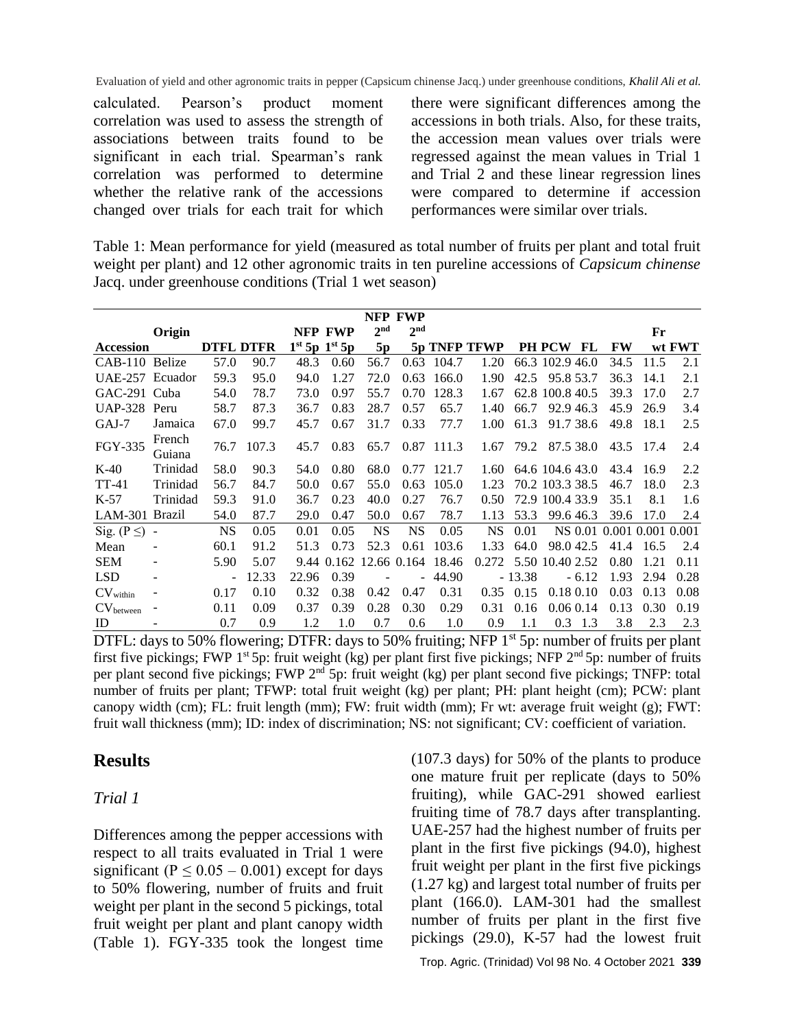calculated. Pearson's product moment correlation was used to assess the strength of associations between traits found to be significant in each trial. Spearman's rank correlation was performed to determine whether the relative rank of the accessions changed over trials for each trait for which there were significant differences among the accessions in both trials. Also, for these traits, the accession mean values over trials were regressed against the mean values in Trial 1 and Trial 2 and these linear regression lines were compared to determine if accession performances were similar over trials.

Table 1: Mean performance for yield (measured as total number of fruits per plant and total fruit weight per plant) and 12 other agronomic traits in ten pureline accessions of *Capsicum chinense* Jacq. under greenhouse conditions (Trial 1 wet season)

| Accession | Origin | DTFL | DTFR | NFP 1st 5p | FWP 1st 5p | NFP 2nd 5p | FWP 2nd 5p | TNFP | TFWP | PH | PCW | FL | FW | Fr wt | FWT |
|---|---|---|---|---|---|---|---|---|---|---|---|---|---|---|---|
| CAB-110 | Belize | 57.0 | 90.7 | 48.3 | 0.60 | 56.7 | 0.63 | 104.7 | 1.20 | 66.3 | 102.9 | 46.0 | 34.5 | 11.5 | 2.1 |
| UAE-257 | Ecuador | 59.3 | 95.0 | 94.0 | 1.27 | 72.0 | 0.63 | 166.0 | 1.90 | 42.5 | 95.8 | 53.7 | 36.3 | 14.1 | 2.1 |
| GAC-291 | Cuba | 54.0 | 78.7 | 73.0 | 0.97 | 55.7 | 0.70 | 128.3 | 1.67 | 62.8 | 100.8 | 40.5 | 39.3 | 17.0 | 2.7 |
| UAP-328 | Peru | 58.7 | 87.3 | 36.7 | 0.83 | 28.7 | 0.57 | 65.7 | 1.40 | 66.7 | 92.9 | 46.3 | 45.9 | 26.9 | 3.4 |
| GAJ-7 | Jamaica | 67.0 | 99.7 | 45.7 | 0.67 | 31.7 | 0.33 | 77.7 | 1.00 | 61.3 | 91.7 | 38.6 | 49.8 | 18.1 | 2.5 |
| FGY-335 | French Guiana | 76.7 | 107.3 | 45.7 | 0.83 | 65.7 | 0.87 | 111.3 | 1.67 | 79.2 | 87.5 | 38.0 | 43.5 | 17.4 | 2.4 |
| K-40 | Trinidad | 58.0 | 90.3 | 54.0 | 0.80 | 68.0 | 0.77 | 121.7 | 1.60 | 64.6 | 104.6 | 43.0 | 43.4 | 16.9 | 2.2 |
| TT-41 | Trinidad | 56.7 | 84.7 | 50.0 | 0.67 | 55.0 | 0.63 | 105.0 | 1.23 | 70.2 | 103.3 | 38.5 | 46.7 | 18.0 | 2.3 |
| K-57 | Trinidad | 59.3 | 91.0 | 36.7 | 0.23 | 40.0 | 0.27 | 76.7 | 0.50 | 72.9 | 100.4 | 33.9 | 35.1 | 8.1 | 1.6 |
| LAM-301 | Brazil | 54.0 | 87.7 | 29.0 | 0.47 | 50.0 | 0.67 | 78.7 | 1.13 | 53.3 | 99.6 | 46.3 | 39.6 | 17.0 | 2.4 |
| Sig. (P ≤) | - | NS | 0.05 | 0.01 | 0.05 | NS | NS | 0.05 | NS | 0.01 | NS | 0.01 | 0.001 | 0.001 | 0.001 |
| Mean | - | 60.1 | 91.2 | 51.3 | 0.73 | 52.3 | 0.61 | 103.6 | 1.33 | 64.0 | 98.0 | 42.5 | 41.4 | 16.5 | 2.4 |
| SEM | - | 5.90 | 5.07 | 9.44 | 0.162 | 12.66 | 0.164 | 18.46 | 0.272 | 5.50 | 10.40 | 2.52 | 0.80 | 1.21 | 0.11 |
| LSD | - | - | 12.33 | 22.96 | 0.39 | - | - | 44.90 | - | 13.38 | - | 6.12 | 1.93 | 2.94 | 0.28 |
| $CV_{within}$ | - | 0.17 | 0.10 | 0.32 | 0.38 | 0.42 | 0.47 | 0.31 | 0.35 | 0.15 | 0.18 | 0.10 | 0.03 | 0.13 | 0.08 |
| $CV_{between}$ | - | 0.11 | 0.09 | 0.37 | 0.39 | 0.28 | 0.30 | 0.29 | 0.31 | 0.16 | 0.06 | 0.14 | 0.13 | 0.30 | 0.19 |
| ID | - | 0.7 | 0.9 | 1.2 | 1.0 | 0.7 | 0.6 | 1.0 | 0.9 | 1.1 | 0.3 | 1.3 | 3.8 | 2.3 | 2.3 |

DTFL: days to 50% flowering; DTFR: days to 50% fruiting; NFP 1st 5p: number of fruits per plant first five pickings; FWP 1st 5p: fruit weight (kg) per plant first five pickings; NFP 2nd 5p: number of fruits per plant second five pickings; FWP 2nd 5p: fruit weight (kg) per plant second five pickings; TNFP: total number of fruits per plant; TFWP: total fruit weight (kg) per plant; PH: plant height (cm); PCW: plant canopy width (cm); FL: fruit length (mm); FW: fruit width (mm); Fr wt: average fruit weight (g); FWT: fruit wall thickness (mm); ID: index of discrimination; NS: not significant; CV: coefficient of variation.

## Results

### *Trial 1*

Differences among the pepper accessions with respect to all traits evaluated in Trial 1 were significant ($P \leq 0.05 - 0.001$) except for days to 50% flowering, number of fruits and fruit weight per plant in the second 5 pickings, total fruit weight per plant and plant canopy width (Table 1). FGY-335 took the longest time (107.3 days) for 50% of the plants to produce one mature fruit per replicate (days to 50% fruiting), while GAC-291 showed earliest fruiting time of 78.7 days after transplanting. UAE-257 had the highest number of fruits per plant in the first five pickings (94.0), highest fruit weight per plant in the first five pickings (1.27 kg) and largest total number of fruits per plant (166.0). LAM-301 had the smallest number of fruits per plant in the first five pickings (29.0), K-57 had the lowest fruit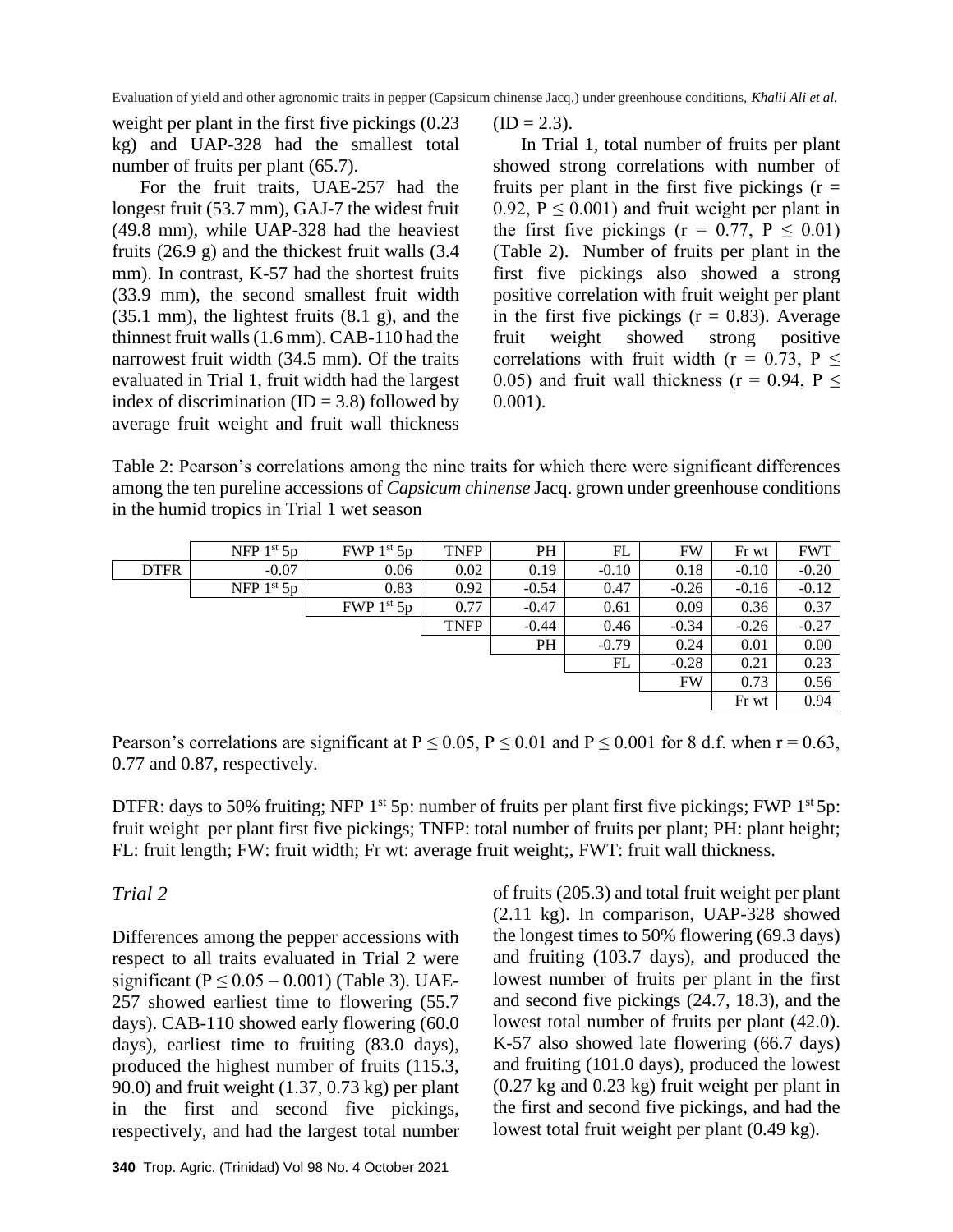weight per plant in the first five pickings (0.23 kg) and UAP-328 had the smallest total number of fruits per plant (65.7).

For the fruit traits, UAE-257 had the longest fruit (53.7 mm), GAJ-7 the widest fruit (49.8 mm), while UAP-328 had the heaviest fruits (26.9 g) and the thickest fruit walls (3.4 mm). In contrast, K-57 had the shortest fruits (33.9 mm), the second smallest fruit width (35.1 mm), the lightest fruits (8.1 g), and the thinnest fruit walls (1.6 mm). CAB-110 had the narrowest fruit width (34.5 mm). Of the traits evaluated in Trial 1, fruit width had the largest index of discrimination (ID = 3.8) followed by average fruit weight and fruit wall thickness (ID = 2.3).

In Trial 1, total number of fruits per plant showed strong correlations with number of fruits per plant in the first five pickings ($r = 0.92$, $P \leq 0.001$) and fruit weight per plant in the first five pickings ($r = 0.77$, $P \leq 0.01$) (Table 2). Number of fruits per plant in the first five pickings also showed a strong positive correlation with fruit weight per plant in the first five pickings ($r = 0.83$). Average fruit weight showed strong positive correlations with fruit width ($r = 0.73$, $P \leq 0.05$) and fruit wall thickness ($r = 0.94$, $P \leq 0.001$).

Table 2: Pearson's correlations among the nine traits for which there were significant differences among the ten pureline accessions of *Capsicum chinense* Jacq. grown under greenhouse conditions in the humid tropics in Trial 1 wet season

| | NFP 1st 5p | FWP 1st 5p | TNFP | PH | FL | FW | Fr wt | FWT |
|---|---|---|---|---|---|---|---|---|
| DTFR | -0.07 | 0.06 | 0.02 | 0.19 | -0.10 | 0.18 | -0.10 | -0.20 |
| | NFP 1st 5p | 0.83 | 0.92 | -0.54 | 0.47 | -0.26 | -0.16 | -0.12 |
| | | FWP 1st 5p | 0.77 | -0.47 | 0.61 | 0.09 | 0.36 | 0.37 |
| | | | TNFP | -0.44 | 0.46 | -0.34 | -0.26 | -0.27 |
| | | | | PH | -0.79 | 0.24 | 0.01 | 0.00 |
| | | | | | FL | -0.28 | 0.21 | 0.23 |
| | | | | | | FW | 0.73 | 0.56 |
| | | | | | | | Fr wt | 0.94 |

Pearson's correlations are significant at $P \leq 0.05$, $P \leq 0.01$ and $P \leq 0.001$ for 8 d.f. when r = 0.63, 0.77 and 0.87, respectively.

DTFR: days to 50% fruiting; NFP 1st 5p: number of fruits per plant first five pickings; FWP 1st 5p: fruit weight per plant first five pickings; TNFP: total number of fruits per plant; PH: plant height; FL: fruit length; FW: fruit width; Fr wt: average fruit weight;, FWT: fruit wall thickness.

### *Trial 2*

Differences among the pepper accessions with respect to all traits evaluated in Trial 2 were significant ($P \leq 0.05 – 0.001$) (Table 3). UAE-257 showed earliest time to flowering (55.7 days). CAB-110 showed early flowering (60.0 days), earliest time to fruiting (83.0 days), produced the highest number of fruits (115.3, 90.0) and fruit weight (1.37, 0.73 kg) per plant in the first and second five pickings, respectively, and had the largest total number of fruits (205.3) and total fruit weight per plant (2.11 kg). In comparison, UAP-328 showed the longest times to 50% flowering (69.3 days) and fruiting (103.7 days), and produced the lowest number of fruits per plant in the first and second five pickings (24.7, 18.3), and the lowest total number of fruits per plant (42.0). K-57 also showed late flowering (66.7 days) and fruiting (101.0 days), produced the lowest (0.27 kg and 0.23 kg) fruit weight per plant in the first and second five pickings, and had the lowest total fruit weight per plant (0.49 kg).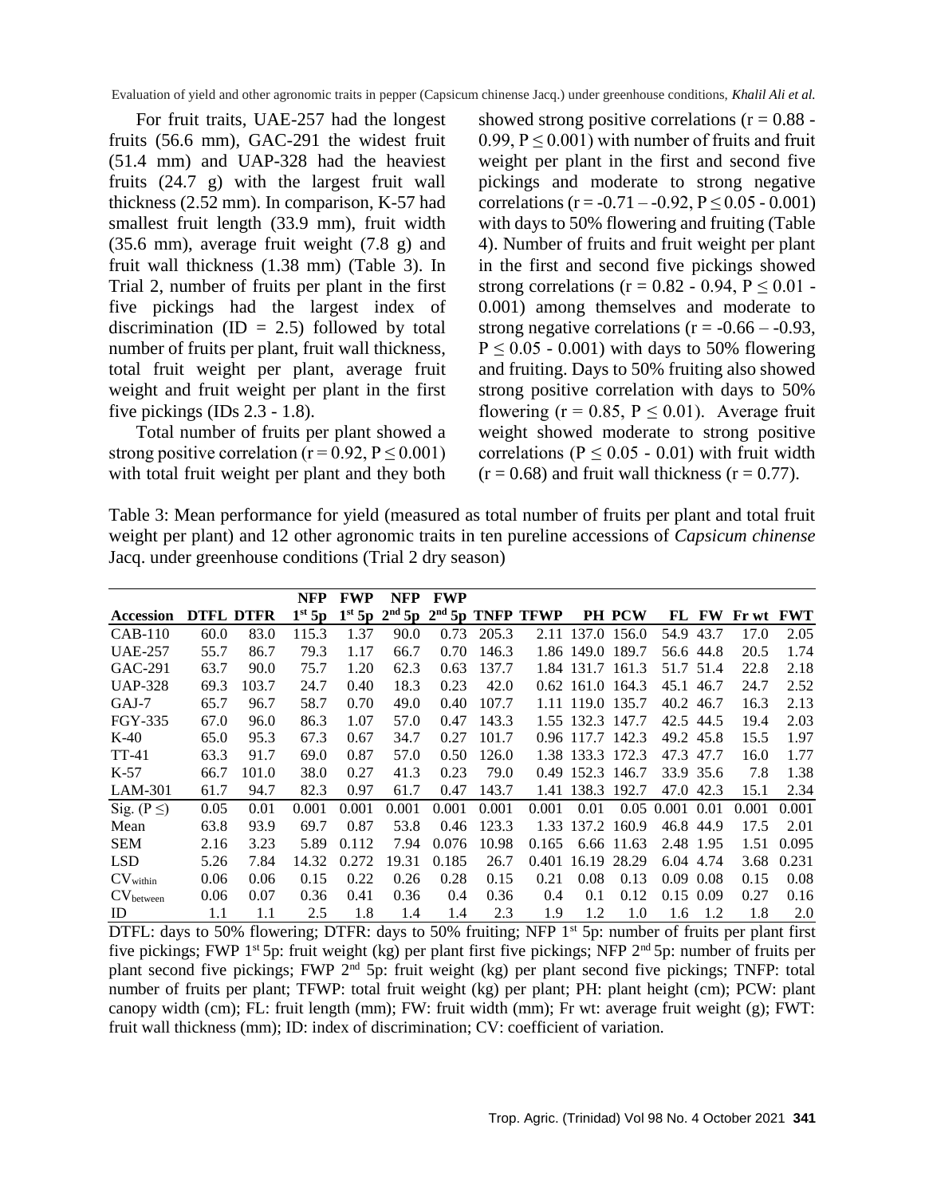For fruit traits, UAE-257 had the longest fruits (56.6 mm), GAC-291 the widest fruit (51.4 mm) and UAP-328 had the heaviest fruits (24.7 g) with the largest fruit wall thickness (2.52 mm). In comparison, K-57 had smallest fruit length (33.9 mm), fruit width (35.6 mm), average fruit weight (7.8 g) and fruit wall thickness (1.38 mm) (Table 3). In Trial 2, number of fruits per plant in the first five pickings had the largest index of discrimination (ID = 2.5) followed by total number of fruits per plant, fruit wall thickness, total fruit weight per plant, average fruit weight and fruit weight per plant in the first five pickings (IDs 2.3 - 1.8).

Total number of fruits per plant showed a strong positive correlation ($r = 0.92$, $P \leq 0.001$) with total fruit weight per plant and they both showed strong positive correlations ($r = 0.88$ - 0.99, $P \leq 0.001$) with number of fruits and fruit weight per plant in the first and second five pickings and moderate to strong negative correlations ($r = -0.71$ – -0.92, $P \leq 0.05$ - 0.001) with days to 50% flowering and fruiting (Table 4). Number of fruits and fruit weight per plant in the first and second five pickings showed strong correlations ($r = 0.82$ - 0.94, $P \leq 0.01$ - 0.001) among themselves and moderate to strong negative correlations ($r = -0.66$ – -0.93, $P \leq 0.05$ - 0.001) with days to 50% flowering and fruiting. Days to 50% fruiting also showed strong positive correlation with days to 50% flowering ($r = 0.85$, $P \leq 0.01$). Average fruit weight showed moderate to strong positive correlations ($P \leq 0.05$ - 0.01) with fruit width ($r = 0.68$) and fruit wall thickness ($r = 0.77$).

Table 3: Mean performance for yield (measured as total number of fruits per plant and total fruit weight per plant) and 12 other agronomic traits in ten pureline accessions of *Capsicum chinense* Jacq. under greenhouse conditions (Trial 2 dry season)

| Accession | DTFL | DTFR | NFP 1st 5p | FWP 1st 5p | NFP 2nd 5p | FWP 2nd 5p | TNFP | TFWP | PH | PCW | FL | FW | Fr wt | FWT |
|---|---|---|---|---|---|---|---|---|---|---|---|---|---|---|
| CAB-110 | 60.0 | 83.0 | 115.3 | 1.37 | 90.0 | 0.73 | 205.3 | 2.11 | 137.0 | 156.0 | 54.9 | 43.7 | 17.0 | 2.05 |
| UAE-257 | 55.7 | 86.7 | 79.3 | 1.17 | 66.7 | 0.70 | 146.3 | 1.86 | 149.0 | 189.7 | 56.6 | 44.8 | 20.5 | 1.74 |
| GAC-291 | 63.7 | 90.0 | 75.7 | 1.20 | 62.3 | 0.63 | 137.7 | 1.84 | 131.7 | 161.3 | 51.7 | 51.4 | 22.8 | 2.18 |
| UAP-328 | 69.3 | 103.7 | 24.7 | 0.40 | 18.3 | 0.23 | 42.0 | 0.62 | 161.0 | 164.3 | 45.1 | 46.7 | 24.7 | 2.52 |
| GAJ-7 | 65.7 | 96.7 | 58.7 | 0.70 | 49.0 | 0.40 | 107.7 | 1.11 | 119.0 | 135.7 | 40.2 | 46.7 | 16.3 | 2.13 |
| FGY-335 | 67.0 | 96.0 | 86.3 | 1.07 | 57.0 | 0.47 | 143.3 | 1.55 | 132.3 | 147.7 | 42.5 | 44.5 | 19.4 | 2.03 |
| K-40 | 65.0 | 95.3 | 67.3 | 0.67 | 34.7 | 0.27 | 101.7 | 0.96 | 117.7 | 142.3 | 49.2 | 45.8 | 15.5 | 1.97 |
| TT-41 | 63.3 | 91.7 | 69.0 | 0.87 | 57.0 | 0.50 | 126.0 | 1.38 | 133.3 | 172.3 | 47.3 | 47.7 | 16.0 | 1.77 |
| K-57 | 66.7 | 101.0 | 38.0 | 0.27 | 41.3 | 0.23 | 79.0 | 0.49 | 152.3 | 146.7 | 33.9 | 35.6 | 7.8 | 1.38 |
| LAM-301 | 61.7 | 94.7 | 82.3 | 0.97 | 61.7 | 0.47 | 143.7 | 1.41 | 138.3 | 192.7 | 47.0 | 42.3 | 15.1 | 2.34 |
| Sig. ($P \leq$) | 0.05 | 0.01 | 0.001 | 0.001 | 0.001 | 0.001 | 0.001 | 0.001 | 0.01 | 0.05 | 0.001 | 0.01 | 0.001 | 0.001 |
| Mean | 63.8 | 93.9 | 69.7 | 0.87 | 53.8 | 0.46 | 123.3 | 1.33 | 137.2 | 160.9 | 46.8 | 44.9 | 17.5 | 2.01 |
| SEM | 2.16 | 3.23 | 5.89 | 0.112 | 7.94 | 0.076 | 10.98 | 0.165 | 6.66 | 11.63 | 2.48 | 1.95 | 1.51 | 0.095 |
| LSD | 5.26 | 7.84 | 14.32 | 0.272 | 19.31 | 0.185 | 26.7 | 0.401 | 16.19 | 28.29 | 6.04 | 4.74 | 3.68 | 0.231 |
| $CV_{within}$ | 0.06 | 0.06 | 0.15 | 0.22 | 0.26 | 0.28 | 0.15 | 0.21 | 0.08 | 0.13 | 0.09 | 0.08 | 0.15 | 0.08 |
| $CV_{between}$ | 0.06 | 0.07 | 0.36 | 0.41 | 0.36 | 0.4 | 0.36 | 0.4 | 0.1 | 0.12 | 0.15 | 0.09 | 0.27 | 0.16 |
| ID | 1.1 | 1.1 | 2.5 | 1.8 | 1.4 | 1.4 | 2.3 | 1.9 | 1.2 | 1.0 | 1.6 | 1.2 | 1.8 | 2.0 |

DTFL: days to 50% flowering; DTFR: days to 50% fruiting; NFP 1st 5p: number of fruits per plant first five pickings; FWP 1st 5p: fruit weight (kg) per plant first five pickings; NFP 2nd 5p: number of fruits per plant second five pickings; FWP 2nd 5p: fruit weight (kg) per plant second five pickings; TNFP: total number of fruits per plant; TFWP: total fruit weight (kg) per plant; PH: plant height (cm); PCW: plant canopy width (cm); FL: fruit length (mm); FW: fruit width (mm); Fr wt: average fruit weight (g); FWT: fruit wall thickness (mm); ID: index of discrimination; CV: coefficient of variation.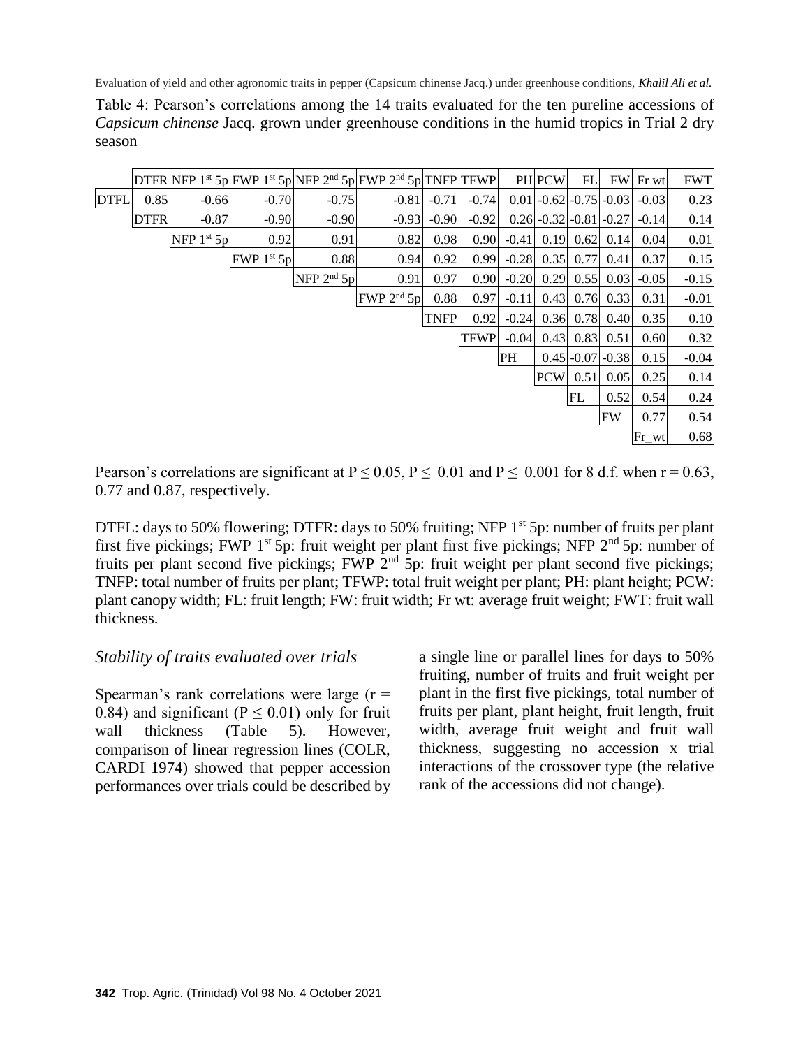Table 4: Pearson's correlations among the 14 traits evaluated for the ten pureline accessions of *Capsicum chinense* Jacq. grown under greenhouse conditions in the humid tropics in Trial 2 dry season

| | DTFR | NFP 1st 5p | FWP 1st 5p | NFP 2nd 5p | FWP 2nd 5p | TNFP | TFWP | PH | PCW | FL | FW | Fr wt | FWT |
|---|---|---|---|---|---|---|---|---|---|---|---|---|---|
| DTFL | 0.85 | -0.66 | -0.70 | -0.75 | -0.81 | -0.71 | -0.74 | 0.01 | -0.62 | -0.75 | -0.03 | -0.03 | 0.23 |
| | DTFR | -0.87 | -0.90 | -0.90 | -0.93 | -0.90 | -0.92 | 0.26 | -0.32 | -0.81 | -0.27 | -0.14 | 0.14 |
| | | NFP 1st 5p | 0.92 | 0.91 | 0.82 | 0.98 | 0.90 | -0.41 | 0.19 | 0.62 | 0.14 | 0.04 | 0.01 |
| | | | FWP 1st 5p | 0.88 | 0.94 | 0.92 | 0.99 | -0.28 | 0.35 | 0.77 | 0.41 | 0.37 | 0.15 |
| | | | | NFP 2nd 5p | 0.91 | 0.97 | 0.90 | -0.20 | 0.29 | 0.55 | 0.03 | -0.05 | -0.15 |
| | | | | | FWP 2nd 5p | 0.88 | 0.97 | -0.11 | 0.43 | 0.76 | 0.33 | 0.31 | -0.01 |
| | | | | | | TNFP | 0.92 | -0.24 | 0.36 | 0.78 | 0.40 | 0.35 | 0.10 |
| | | | | | | | TFWP | -0.04 | 0.43 | 0.83 | 0.51 | 0.60 | 0.32 |
| | | | | | | | | PH | 0.45 | -0.07 | -0.38 | 0.15 | -0.04 |
| | | | | | | | | | PCW | 0.51 | 0.05 | 0.25 | 0.14 |
| | | | | | | | | | | FL | 0.52 | 0.54 | 0.24 |
| | | | | | | | | | | | FW | 0.77 | 0.54 |
| | | | | | | | | | | | | Fr_wt | 0.68 |

Pearson's correlations are significant at $P \leq 0.05$, $P \leq 0.01$ and $P \leq 0.001$ for 8 d.f. when r = 0.63, 0.77 and 0.87, respectively.

DTFL: days to 50% flowering; DTFR: days to 50% fruiting; NFP 1st 5p: number of fruits per plant first five pickings; FWP 1st 5p: fruit weight per plant first five pickings; NFP 2nd 5p: number of fruits per plant second five pickings; FWP 2nd 5p: fruit weight per plant second five pickings; TNFP: total number of fruits per plant; TFWP: total fruit weight per plant; PH: plant height; PCW: plant canopy width; FL: fruit length; FW: fruit width; Fr wt: average fruit weight; FWT: fruit wall thickness.

### *Stability of traits evaluated over trials*

Spearman's rank correlations were large (r = 0.84) and significant ($P \leq 0.01$) only for fruit wall thickness (Table 5). However, comparison of linear regression lines (COLR, CARDI 1974) showed that pepper accession performances over trials could be described by a single line or parallel lines for days to 50% fruiting, number of fruits and fruit weight per plant in the first five pickings, total number of fruits per plant, plant height, fruit length, fruit width, average fruit weight and fruit wall thickness, suggesting no accession x trial interactions of the crossover type (the relative rank of the accessions did not change).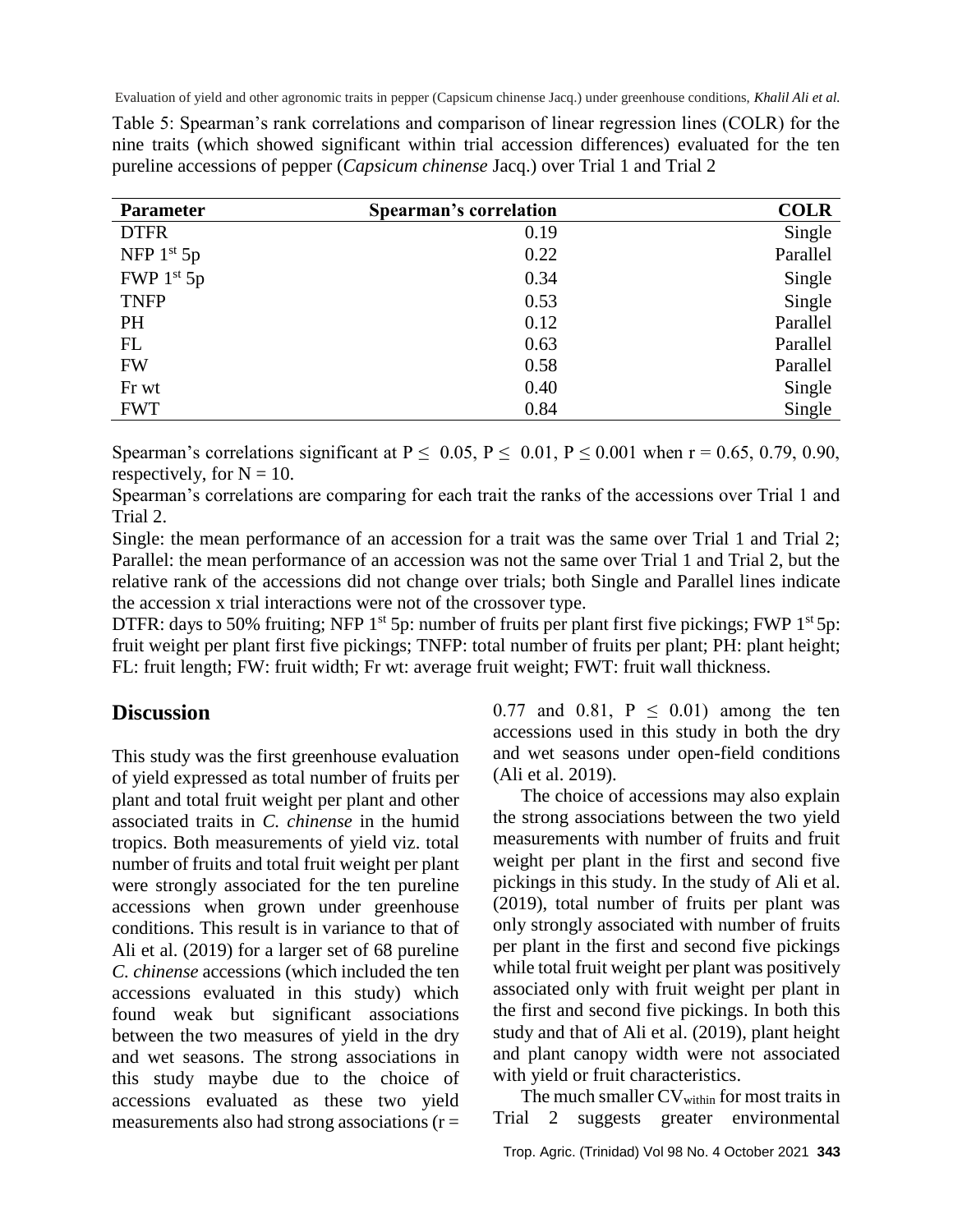Table 5: Spearman's rank correlations and comparison of linear regression lines (COLR) for the nine traits (which showed significant within trial accession differences) evaluated for the ten pureline accessions of pepper (*Capsicum chinense* Jacq.) over Trial 1 and Trial 2

| Parameter | Spearman's correlation | COLR |
|---|---|---|
| DTFR | 0.19 | Single |
| NFP 1st 5p | 0.22 | Parallel |
| FWP 1st 5p | 0.34 | Single |
| TNFP | 0.53 | Single |
| PH | 0.12 | Parallel |
| FL | 0.63 | Parallel |
| FW | 0.58 | Parallel |
| Fr wt | 0.40 | Single |
| FWT | 0.84 | Single |

Spearman's correlations significant at $P \leq 0.05$, $P \leq 0.01$, $P \leq 0.001$ when $r = 0.65$, $0.79$, $0.90$, respectively, for $N = 10$.

Spearman's correlations are comparing for each trait the ranks of the accessions over Trial 1 and Trial 2.

Single: the mean performance of an accession for a trait was the same over Trial 1 and Trial 2; Parallel: the mean performance of an accession was not the same over Trial 1 and Trial 2, but the relative rank of the accessions did not change over trials; both Single and Parallel lines indicate the accession x trial interactions were not of the crossover type.

DTFR: days to 50% fruiting; NFP 1st 5p: number of fruits per plant first five pickings; FWP 1st 5p: fruit weight per plant first five pickings; TNFP: total number of fruits per plant; PH: plant height; FL: fruit length; FW: fruit width; Fr wt: average fruit weight; FWT: fruit wall thickness.

## Discussion

This study was the first greenhouse evaluation of yield expressed as total number of fruits per plant and total fruit weight per plant and other associated traits in *C. chinense* in the humid tropics. Both measurements of yield viz. total number of fruits and total fruit weight per plant were strongly associated for the ten pureline accessions when grown under greenhouse conditions. This result is in variance to that of Ali et al. (2019) for a larger set of 68 pureline *C. chinense* accessions (which included the ten accessions evaluated in this study) which found weak but significant associations between the two measures of yield in the dry and wet seasons. The strong associations in this study maybe due to the choice of accessions evaluated as these two yield measurements also had strong associations ($r = 0.77$ and $0.81$, $P \leq 0.01$) among the ten accessions used in this study in both the dry and wet seasons under open-field conditions (Ali et al. 2019).

The choice of accessions may also explain the strong associations between the two yield measurements with number of fruits and fruit weight per plant in the first and second five pickings in this study. In the study of Ali et al. (2019), total number of fruits per plant was only strongly associated with number of fruits per plant in the first and second five pickings while total fruit weight per plant was positively associated only with fruit weight per plant in the first and second five pickings. In both this study and that of Ali et al. (2019), plant height and plant canopy width were not associated with yield or fruit characteristics.

The much smaller $CV_{within}$ for most traits in Trial 2 suggests greater environmental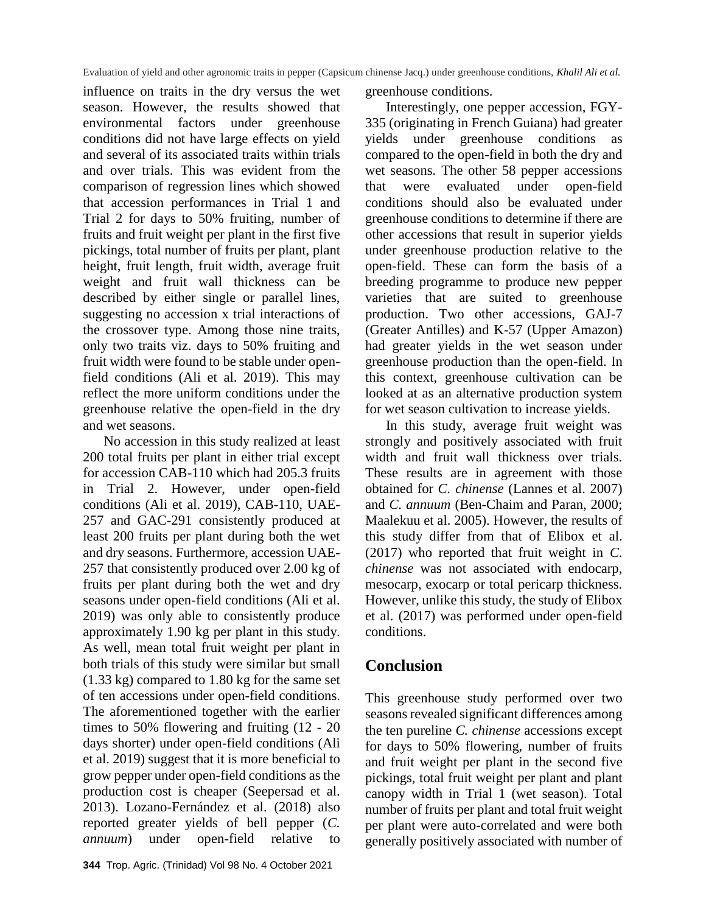influence on traits in the dry versus the wet season. However, the results showed that environmental factors under greenhouse conditions did not have large effects on yield and several of its associated traits within trials and over trials. This was evident from the comparison of regression lines which showed that accession performances in Trial 1 and Trial 2 for days to 50% fruiting, number of fruits and fruit weight per plant in the first five pickings, total number of fruits per plant, plant height, fruit length, fruit width, average fruit weight and fruit wall thickness can be described by either single or parallel lines, suggesting no accession x trial interactions of the crossover type. Among those nine traits, only two traits viz. days to 50% fruiting and fruit width were found to be stable under open-field conditions (Ali et al. 2019). This may reflect the more uniform conditions under the greenhouse relative the open-field in the dry and wet seasons.

No accession in this study realized at least 200 total fruits per plant in either trial except for accession CAB-110 which had 205.3 fruits in Trial 2. However, under open-field conditions (Ali et al. 2019), CAB-110, UAE-257 and GAC-291 consistently produced at least 200 fruits per plant during both the wet and dry seasons. Furthermore, accession UAE-257 that consistently produced over 2.00 kg of fruits per plant during both the wet and dry seasons under open-field conditions (Ali et al. 2019) was only able to consistently produce approximately 1.90 kg per plant in this study. As well, mean total fruit weight per plant in both trials of this study were similar but small (1.33 kg) compared to 1.80 kg for the same set of ten accessions under open-field conditions. The aforementioned together with the earlier times to 50% flowering and fruiting (12 - 20 days shorter) under open-field conditions (Ali et al. 2019) suggest that it is more beneficial to grow pepper under open-field conditions as the production cost is cheaper (Seepersad et al. 2013). Lozano-Fernández et al. (2018) also reported greater yields of bell pepper (*C. annuum*) under open-field relative to greenhouse conditions.

Interestingly, one pepper accession, FGY-335 (originating in French Guiana) had greater yields under greenhouse conditions as compared to the open-field in both the dry and wet seasons. The other 58 pepper accessions that were evaluated under open-field conditions should also be evaluated under greenhouse conditions to determine if there are other accessions that result in superior yields under greenhouse production relative to the open-field. These can form the basis of a breeding programme to produce new pepper varieties that are suited to greenhouse production. Two other accessions, GAJ-7 (Greater Antilles) and K-57 (Upper Amazon) had greater yields in the wet season under greenhouse production than the open-field. In this context, greenhouse cultivation can be looked at as an alternative production system for wet season cultivation to increase yields.

In this study, average fruit weight was strongly and positively associated with fruit width and fruit wall thickness over trials. These results are in agreement with those obtained for *C. chinense* (Lannes et al. 2007) and *C. annuum* (Ben-Chaim and Paran, 2000; Maalekuu et al. 2005). However, the results of this study differ from that of Elibox et al. (2017) who reported that fruit weight in *C. chinense* was not associated with endocarp, mesocarp, exocarp or total pericarp thickness. However, unlike this study, the study of Elibox et al. (2017) was performed under open-field conditions.

## Conclusion

This greenhouse study performed over two seasons revealed significant differences among the ten pureline *C. chinense* accessions except for days to 50% flowering, number of fruits and fruit weight per plant in the second five pickings, total fruit weight per plant and plant canopy width in Trial 1 (wet season). Total number of fruits per plant and total fruit weight per plant were auto-correlated and were both generally positively associated with number of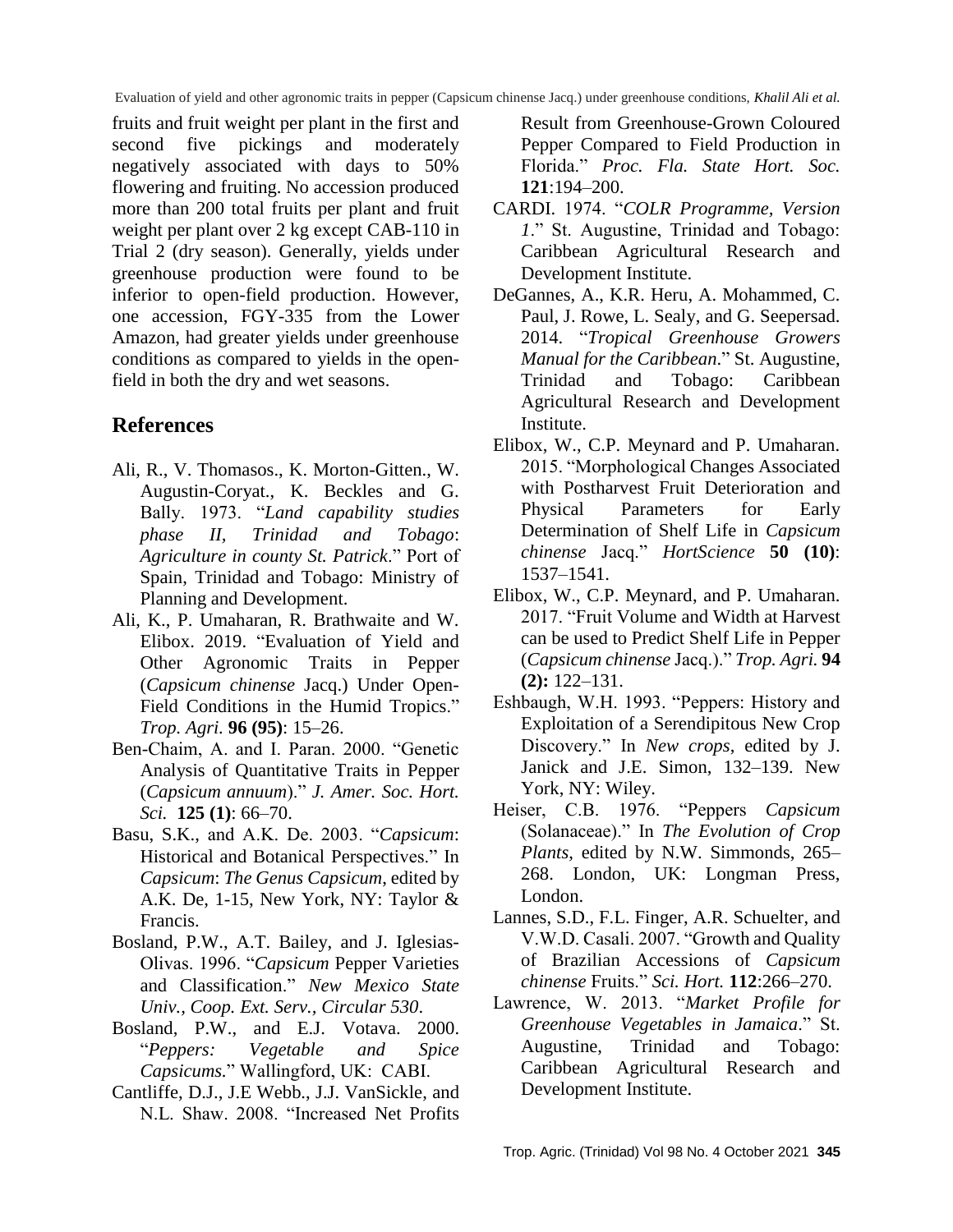fruits and fruit weight per plant in the first and second five pickings and moderately negatively associated with days to 50% flowering and fruiting. No accession produced more than 200 total fruits per plant and fruit weight per plant over 2 kg except CAB-110 in Trial 2 (dry season). Generally, yields under greenhouse production were found to be inferior to open-field production. However, one accession, FGY-335 from the Lower Amazon, had greater yields under greenhouse conditions as compared to yields in the open-field in both the dry and wet seasons.

## References

- Ali, R., V. Thomasos., K. Morton-Gitten., W. Augustin-Coryat., K. Beckles and G. Bally. 1973. "*Land capability studies phase II, Trinidad and Tobago*: *Agriculture in county St. Patrick*." Port of Spain, Trinidad and Tobago: Ministry of Planning and Development.
- Ali, K., P. Umaharan, R. Brathwaite and W. Elibox. 2019. "Evaluation of Yield and Other Agronomic Traits in Pepper (*Capsicum chinense* Jacq.) Under Open-Field Conditions in the Humid Tropics." *Trop. Agri.* **96 (95)**: 15–26.
- Ben-Chaim, A. and I. Paran. 2000. "Genetic Analysis of Quantitative Traits in Pepper (*Capsicum annuum*)." *J. Amer. Soc. Hort. Sci.* **125 (1)**: 66–70.
- Basu, S.K., and A.K. De. 2003. "*Capsicum*: Historical and Botanical Perspectives." In *Capsicum*: *The Genus Capsicum*, edited by A.K. De, 1-15, New York, NY: Taylor & Francis.
- Bosland, P.W., A.T. Bailey, and J. Iglesias-Olivas. 1996. "*Capsicum* Pepper Varieties and Classification." *New Mexico State Univ., Coop. Ext. Serv., Circular 530*.
- Bosland, P.W., and E.J. Votava. 2000. "*Peppers: Vegetable and Spice Capsicums.*" Wallingford, UK: CABI.
- Cantliffe, D.J., J.E Webb., J.J. VanSickle, and N.L. Shaw. 2008. "Increased Net Profits Result from Greenhouse-Grown Coloured Pepper Compared to Field Production in Florida." *Proc. Fla. State Hort. Soc.* **121**:194–200.
- CARDI. 1974. "*COLR Programme, Version 1*." St. Augustine, Trinidad and Tobago: Caribbean Agricultural Research and Development Institute.
- DeGannes, A., K.R. Heru, A. Mohammed, C. Paul, J. Rowe, L. Sealy, and G. Seepersad. 2014. "*Tropical Greenhouse Growers Manual for the Caribbean*." St. Augustine, Trinidad and Tobago: Caribbean Agricultural Research and Development Institute.
- Elibox, W., C.P. Meynard and P. Umaharan. 2015. "Morphological Changes Associated with Postharvest Fruit Deterioration and Physical Parameters for Early Determination of Shelf Life in *Capsicum chinense* Jacq." *HortScience* **50 (10)**: 1537–1541.
- Elibox, W., C.P. Meynard, and P. Umaharan. 2017. "Fruit Volume and Width at Harvest can be used to Predict Shelf Life in Pepper (*Capsicum chinense* Jacq.)." *Trop. Agri.* **94 (2):** 122–131.
- Eshbaugh, W.H. 1993. "Peppers: History and Exploitation of a Serendipitous New Crop Discovery." In *New crops*, edited by J. Janick and J.E. Simon, 132–139. New York, NY: Wiley.
- Heiser, C.B. 1976. "Peppers *Capsicum* (Solanaceae)." In *The Evolution of Crop Plants*, edited by N.W. Simmonds, 265–268. London, UK: Longman Press, London.
- Lannes, S.D., F.L. Finger, A.R. Schuelter, and V.W.D. Casali. 2007. "Growth and Quality of Brazilian Accessions of *Capsicum chinense* Fruits." *Sci. Hort.* **112**:266–270.
- Lawrence, W. 2013. "*Market Profile for Greenhouse Vegetables in Jamaica*." St. Augustine, Trinidad and Tobago: Caribbean Agricultural Research and Development Institute.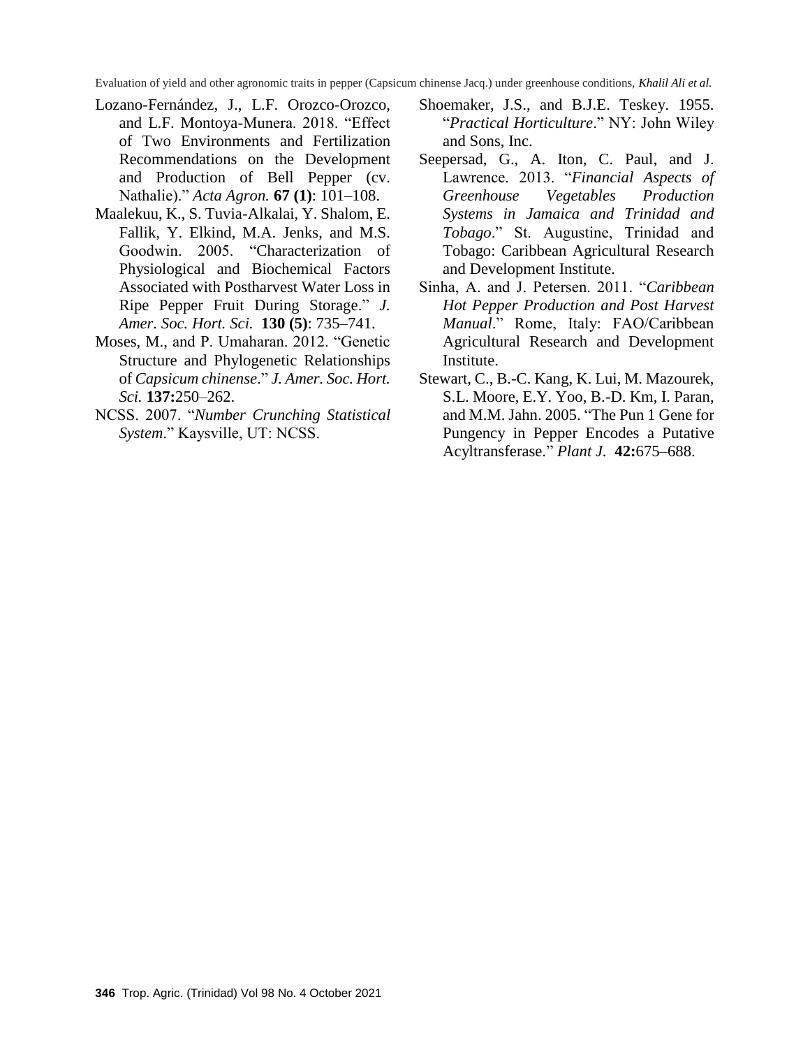Lozano-Fernández, J., L.F. Orozco-Orozco, and L.F. Montoya-Munera. 2018. "Effect of Two Environments and Fertilization Recommendations on the Development and Production of Bell Pepper (cv. Nathalie)." *Acta Agron.* **67 (1)**: 101–108.

Maalekuu, K., S. Tuvia-Alkalai, Y. Shalom, E. Fallik, Y. Elkind, M.A. Jenks, and M.S. Goodwin. 2005. "Characterization of Physiological and Biochemical Factors Associated with Postharvest Water Loss in Ripe Pepper Fruit During Storage." *J. Amer. Soc. Hort. Sci.* **130 (5)**: 735–741.

Moses, M., and P. Umaharan. 2012. "Genetic Structure and Phylogenetic Relationships of *Capsicum chinense*." *J. Amer. Soc. Hort. Sci.* **137:**250–262.

NCSS. 2007. "*Number Crunching Statistical System*." Kaysville, UT: NCSS.

Shoemaker, J.S., and B.J.E. Teskey. 1955. "*Practical Horticulture*." NY: John Wiley and Sons, Inc.

Seepersad, G., A. Iton, C. Paul, and J. Lawrence. 2013. "*Financial Aspects of Greenhouse Vegetables Production Systems in Jamaica and Trinidad and Tobago*." St. Augustine, Trinidad and Tobago: Caribbean Agricultural Research and Development Institute.

Sinha, A. and J. Petersen. 2011. "*Caribbean Hot Pepper Production and Post Harvest Manual*." Rome, Italy: FAO/Caribbean Agricultural Research and Development Institute.

Stewart, C., B.-C. Kang, K. Lui, M. Mazourek, S.L. Moore, E.Y. Yoo, B.-D. Km, I. Paran, and M.M. Jahn. 2005. "The Pun 1 Gene for Pungency in Pepper Encodes a Putative Acyltransferase." *Plant J.* **42:**675–688.